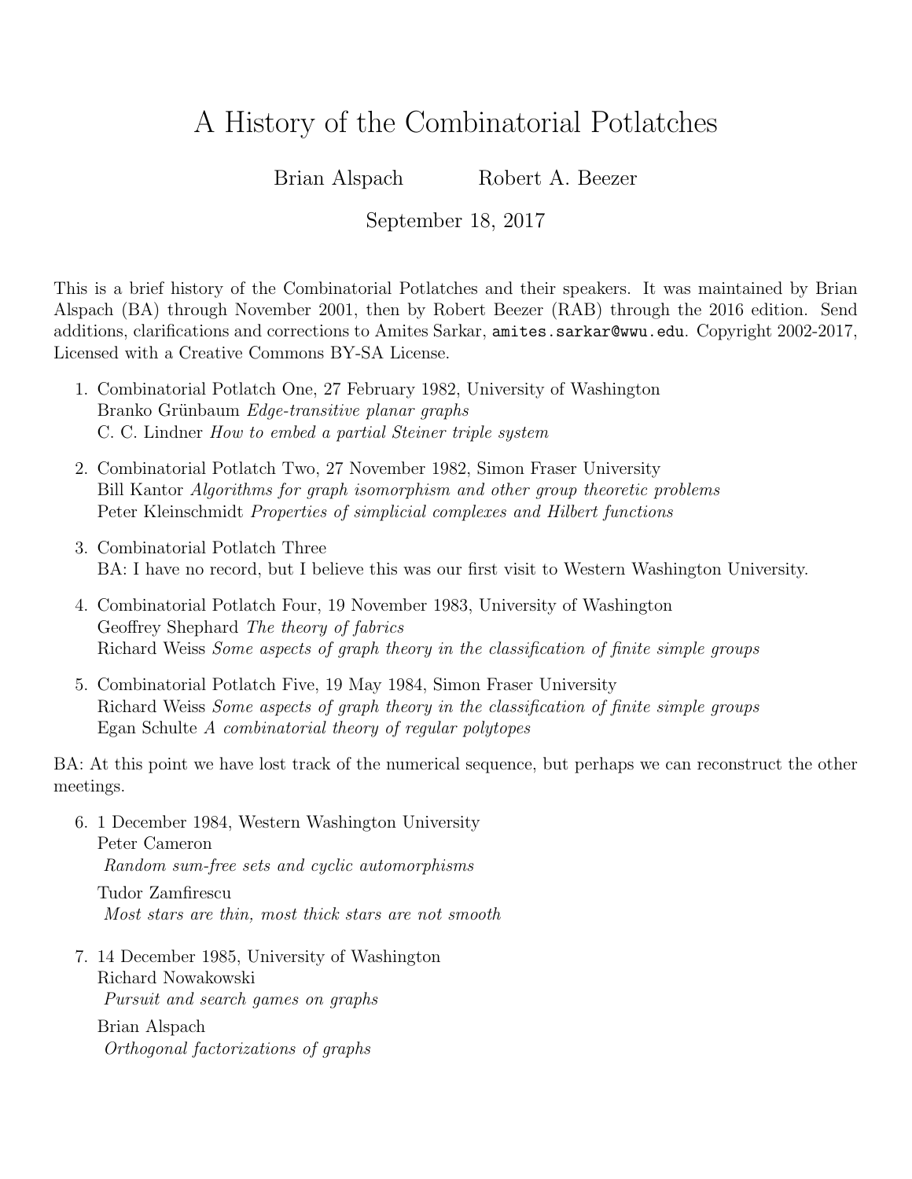# A History of the Combinatorial Potlatches

Brian Alspach Robert A. Beezer

September 18, 2017

This is a brief history of the Combinatorial Potlatches and their speakers. It was maintained by Brian Alspach (BA) through November 2001, then by Robert Beezer (RAB) through the 2016 edition. Send additions, clarifications and corrections to Amites Sarkar, `amites.sarkar@wwu.edu`. Copyright 2002-2017, Licensed with a Creative Commons BY-SA License.

1. Combinatorial Potlatch One, 27 February 1982, University of Washington
   Branko Grünbaum *Edge-transitive planar graphs*
   C. C. Lindner *How to embed a partial Steiner triple system*

2. Combinatorial Potlatch Two, 27 November 1982, Simon Fraser University
   Bill Kantor *Algorithms for graph isomorphism and other group theoretic problems*
   Peter Kleinschmidt *Properties of simplicial complexes and Hilbert functions*

3. Combinatorial Potlatch Three
   BA: I have no record, but I believe this was our first visit to Western Washington University.

4. Combinatorial Potlatch Four, 19 November 1983, University of Washington
   Geoffrey Shephard *The theory of fabrics*
   Richard Weiss *Some aspects of graph theory in the classification of finite simple groups*

5. Combinatorial Potlatch Five, 19 May 1984, Simon Fraser University
   Richard Weiss *Some aspects of graph theory in the classification of finite simple groups*
   Egan Schulte *A combinatorial theory of regular polytopes*

BA: At this point we have lost track of the numerical sequence, but perhaps we can reconstruct the other meetings.

6. 1 December 1984, Western Washington University
   Peter Cameron
   *Random sum-free sets and cyclic automorphisms*

   Tudor Zamfirescu
   *Most stars are thin, most thick stars are not smooth*

7. 14 December 1985, University of Washington
   Richard Nowakowski
   *Pursuit and search games on graphs*

   Brian Alspach
   *Orthogonal factorizations of graphs*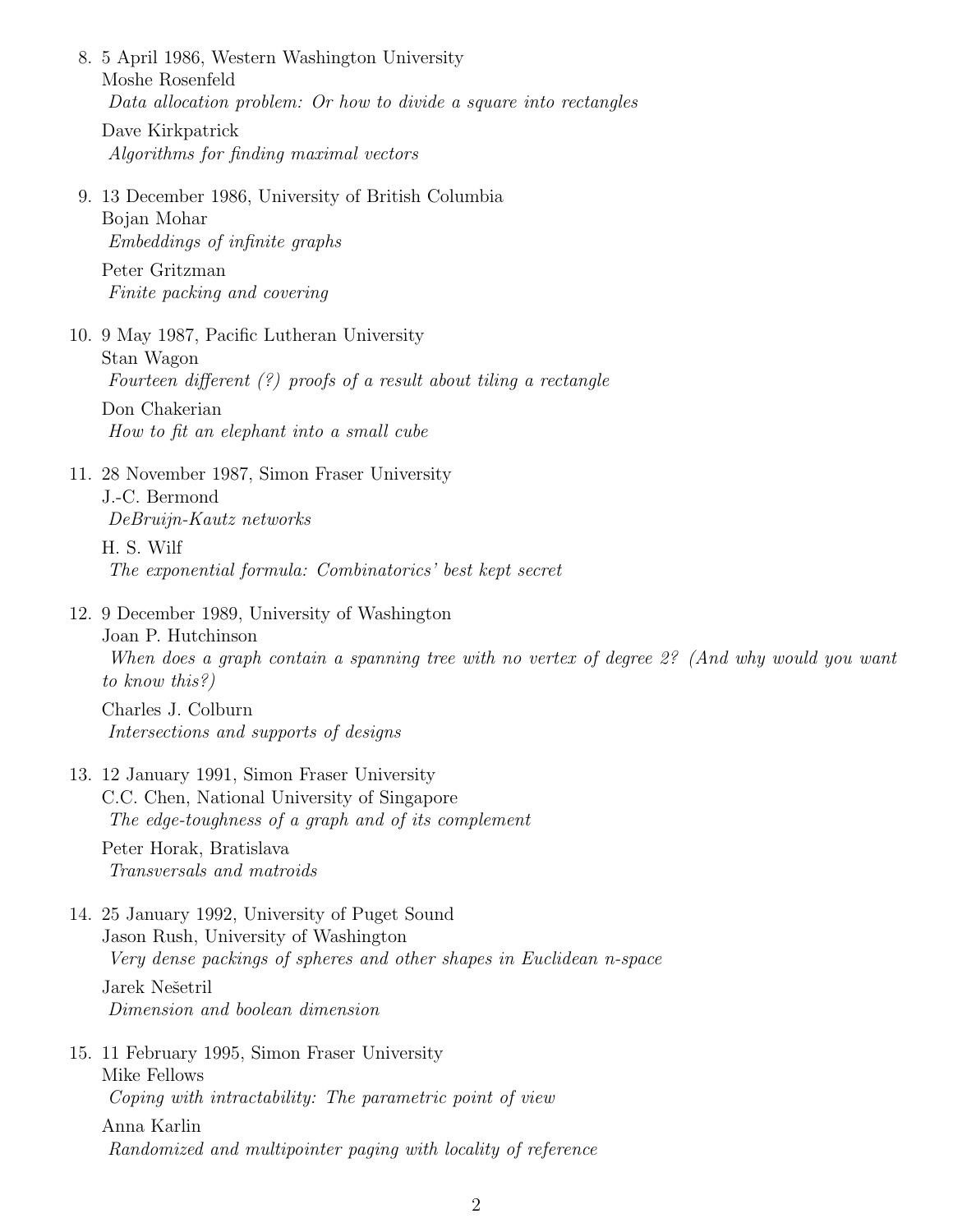8. 5 April 1986, Western Washington University
   Moshe Rosenfeld
   *Data allocation problem: Or how to divide a square into rectangles*

   Dave Kirkpatrick
   *Algorithms for finding maximal vectors*

9. 13 December 1986, University of British Columbia
   Bojan Mohar
   *Embeddings of infinite graphs*

   Peter Gritzman
   *Finite packing and covering*

10. 9 May 1987, Pacific Lutheran University
    Stan Wagon
    *Fourteen different (?) proofs of a result about tiling a rectangle*

    Don Chakerian
    *How to fit an elephant into a small cube*

11. 28 November 1987, Simon Fraser University
    J.-C. Bermond
    *DeBruijn-Kautz networks*

    H. S. Wilf
    *The exponential formula: Combinatorics' best kept secret*

12. 9 December 1989, University of Washington
    Joan P. Hutchinson
    *When does a graph contain a spanning tree with no vertex of degree 2? (And why would you want to know this?)*

    Charles J. Colburn
    *Intersections and supports of designs*

13. 12 January 1991, Simon Fraser University
    C.C. Chen, National University of Singapore
    *The edge-toughness of a graph and of its complement*

    Peter Horak, Bratislava
    *Transversals and matroids*

14. 25 January 1992, University of Puget Sound
    Jason Rush, University of Washington
    *Very dense packings of spheres and other shapes in Euclidean n-space*

    Jarek Nešetril
    *Dimension and boolean dimension*

15. 11 February 1995, Simon Fraser University
    Mike Fellows
    *Coping with intractability: The parametric point of view*

    Anna Karlin
    *Randomized and multipointer paging with locality of reference*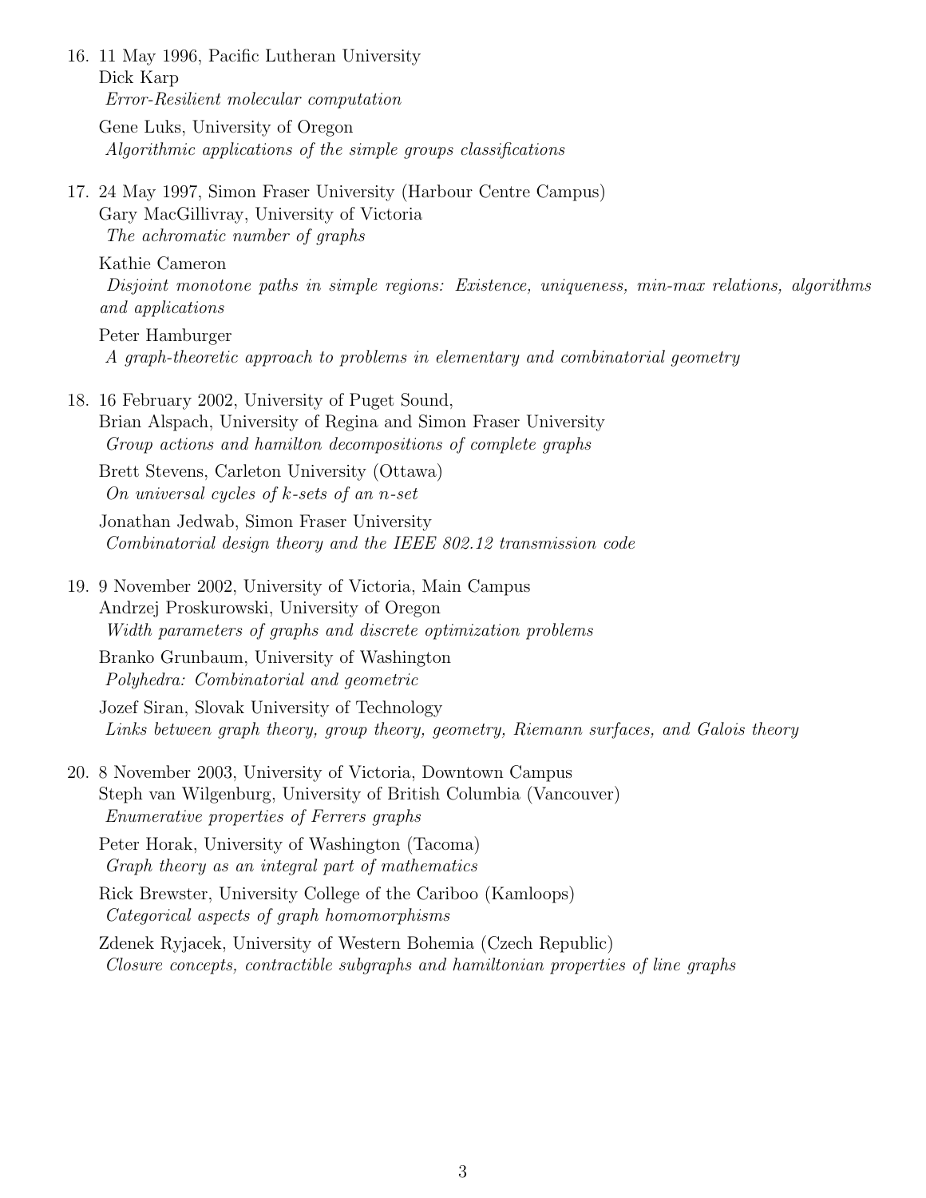16. 11 May 1996, Pacific Lutheran University
    Dick Karp
    *Error-Resilient molecular computation*

    Gene Luks, University of Oregon
    *Algorithmic applications of the simple groups classifications*

17. 24 May 1997, Simon Fraser University (Harbour Centre Campus)
    Gary MacGillivray, University of Victoria
    *The achromatic number of graphs*

    Kathie Cameron
    *Disjoint monotone paths in simple regions: Existence, uniqueness, min-max relations, algorithms and applications*

    Peter Hamburger
    *A graph-theoretic approach to problems in elementary and combinatorial geometry*

18. 16 February 2002, University of Puget Sound,
    Brian Alspach, University of Regina and Simon Fraser University
    *Group actions and hamilton decompositions of complete graphs*

    Brett Stevens, Carleton University (Ottawa)
    *On universal cycles of $k$-sets of an $n$-set*

    Jonathan Jedwab, Simon Fraser University
    *Combinatorial design theory and the IEEE 802.12 transmission code*

19. 9 November 2002, University of Victoria, Main Campus
    Andrzej Proskurowski, University of Oregon
    *Width parameters of graphs and discrete optimization problems*

    Branko Grunbaum, University of Washington
    *Polyhedra: Combinatorial and geometric*

    Jozef Siran, Slovak University of Technology
    *Links between graph theory, group theory, geometry, Riemann surfaces, and Galois theory*

20. 8 November 2003, University of Victoria, Downtown Campus
    Steph van Wilgenburg, University of British Columbia (Vancouver)
    *Enumerative properties of Ferrers graphs*

    Peter Horak, University of Washington (Tacoma)
    *Graph theory as an integral part of mathematics*

    Rick Brewster, University College of the Cariboo (Kamloops)
    *Categorical aspects of graph homomorphisms*

    Zdenek Ryjacek, University of Western Bohemia (Czech Republic)
    *Closure concepts, contractible subgraphs and hamiltonian properties of line graphs*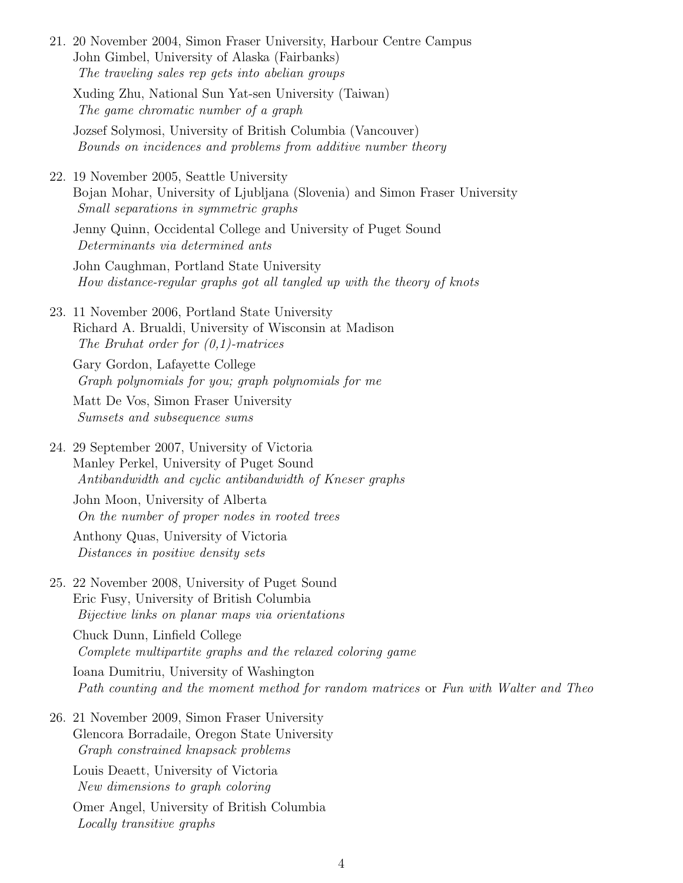21. 20 November 2004, Simon Fraser University, Harbour Centre Campus
    John Gimbel, University of Alaska (Fairbanks)
    *The traveling sales rep gets into abelian groups*

    Xuding Zhu, National Sun Yat-sen University (Taiwan)
    *The game chromatic number of a graph*

    Jozsef Solymosi, University of British Columbia (Vancouver)
    *Bounds on incidences and problems from additive number theory*

22. 19 November 2005, Seattle University
    Bojan Mohar, University of Ljubljana (Slovenia) and Simon Fraser University
    *Small separations in symmetric graphs*

    Jenny Quinn, Occidental College and University of Puget Sound
    *Determinants via determined ants*

    John Caughman, Portland State University
    *How distance-regular graphs got all tangled up with the theory of knots*

23. 11 November 2006, Portland State University
    Richard A. Brualdi, University of Wisconsin at Madison
    *The Bruhat order for (0,1)-matrices*

    Gary Gordon, Lafayette College
    *Graph polynomials for you; graph polynomials for me*

    Matt De Vos, Simon Fraser University
    *Sumsets and subsequence sums*

24. 29 September 2007, University of Victoria
    Manley Perkel, University of Puget Sound
    *Antibandwidth and cyclic antibandwidth of Kneser graphs*

    John Moon, University of Alberta
    *On the number of proper nodes in rooted trees*

    Anthony Quas, University of Victoria
    *Distances in positive density sets*

25. 22 November 2008, University of Puget Sound
    Eric Fusy, University of British Columbia
    *Bijective links on planar maps via orientations*

    Chuck Dunn, Linfield College
    *Complete multipartite graphs and the relaxed coloring game*

    Ioana Dumitriu, University of Washington
    *Path counting and the moment method for random matrices* or *Fun with Walter and Theo*

26. 21 November 2009, Simon Fraser University
    Glencora Borradaile, Oregon State University
    *Graph constrained knapsack problems*

    Louis Deaett, University of Victoria
    *New dimensions to graph coloring*

    Omer Angel, University of British Columbia
    *Locally transitive graphs*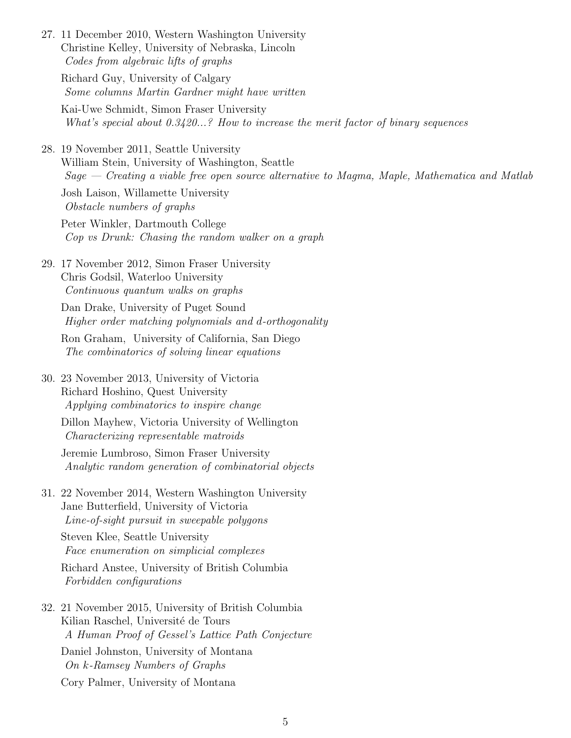27. 11 December 2010, Western Washington University
    Christine Kelley, University of Nebraska, Lincoln
    *Codes from algebraic lifts of graphs*

    Richard Guy, University of Calgary
    *Some columns Martin Gardner might have written*

    Kai-Uwe Schmidt, Simon Fraser University
    *What's special about 0.3420...? How to increase the merit factor of binary sequences*

28. 19 November 2011, Seattle University
    William Stein, University of Washington, Seattle
    *Sage — Creating a viable free open source alternative to Magma, Maple, Mathematica and Matlab*

    Josh Laison, Willamette University
    *Obstacle numbers of graphs*

    Peter Winkler, Dartmouth College
    *Cop vs Drunk: Chasing the random walker on a graph*

29. 17 November 2012, Simon Fraser University
    Chris Godsil, Waterloo University
    *Continuous quantum walks on graphs*

    Dan Drake, University of Puget Sound
    *Higher order matching polynomials and d-orthogonality*

    Ron Graham, University of California, San Diego
    *The combinatorics of solving linear equations*

30. 23 November 2013, University of Victoria
    Richard Hoshino, Quest University
    *Applying combinatorics to inspire change*

    Dillon Mayhew, Victoria University of Wellington
    *Characterizing representable matroids*

    Jeremie Lumbroso, Simon Fraser University
    *Analytic random generation of combinatorial objects*

31. 22 November 2014, Western Washington University
    Jane Butterfield, University of Victoria
    *Line-of-sight pursuit in sweepable polygons*

    Steven Klee, Seattle University
    *Face enumeration on simplicial complexes*

    Richard Anstee, University of British Columbia
    *Forbidden configurations*

32. 21 November 2015, University of British Columbia
    Kilian Raschel, Université de Tours
    *A Human Proof of Gessel's Lattice Path Conjecture*

    Daniel Johnston, University of Montana
    *On k-Ramsey Numbers of Graphs*

    Cory Palmer, University of Montana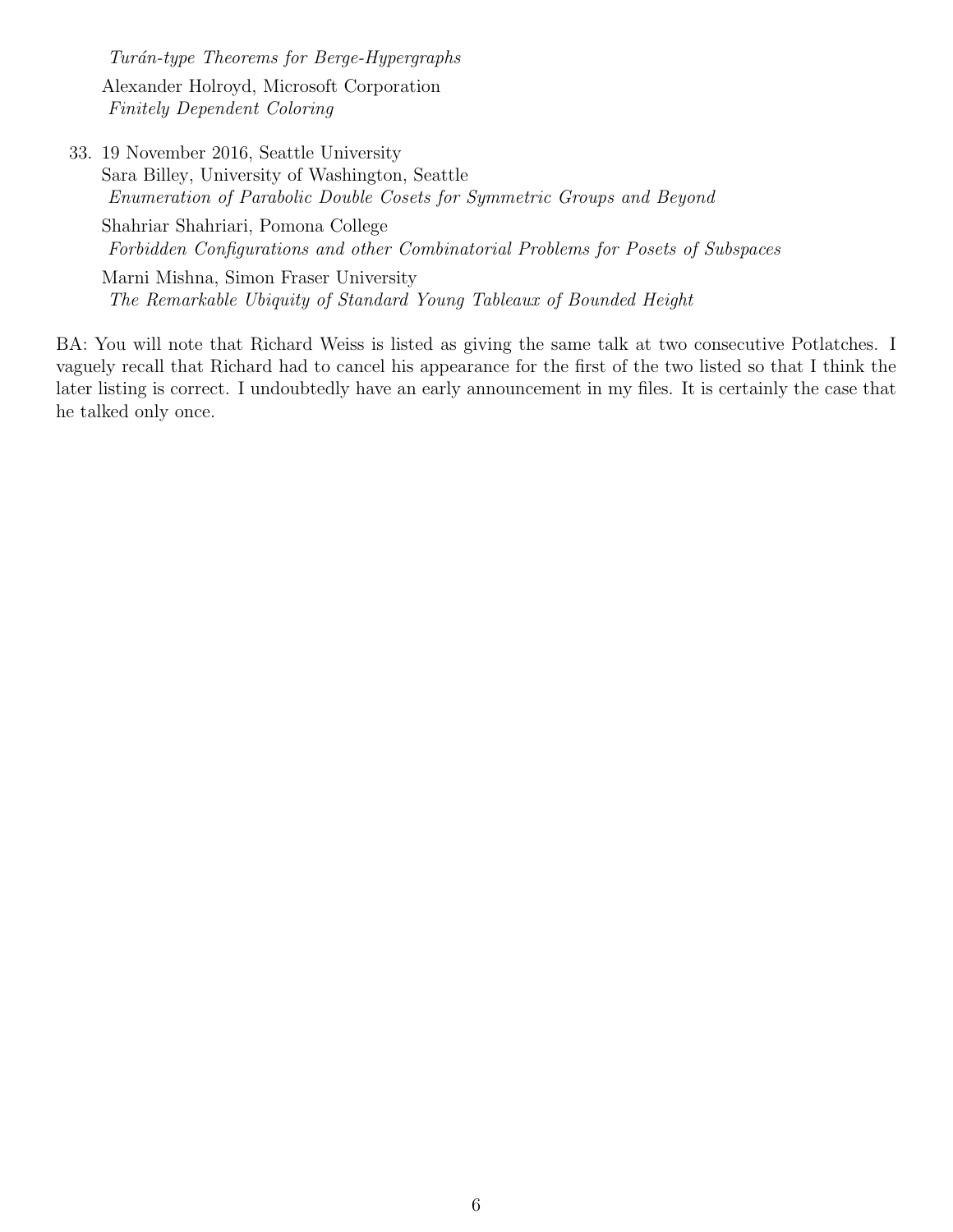*Turán-type Theorems for Berge-Hypergraphs*

Alexander Holroyd, Microsoft Corporation
*Finitely Dependent Coloring*

33. 19 November 2016, Seattle University
    Sara Billey, University of Washington, Seattle
    *Enumeration of Parabolic Double Cosets for Symmetric Groups and Beyond*

    Shahriar Shahriari, Pomona College
    *Forbidden Configurations and other Combinatorial Problems for Posets of Subspaces*

    Marni Mishna, Simon Fraser University
    *The Remarkable Ubiquity of Standard Young Tableaux of Bounded Height*

BA: You will note that Richard Weiss is listed as giving the same talk at two consecutive Potlatches. I vaguely recall that Richard had to cancel his appearance for the first of the two listed so that I think the later listing is correct. I undoubtedly have an early announcement in my files. It is certainly the case that he talked only once.